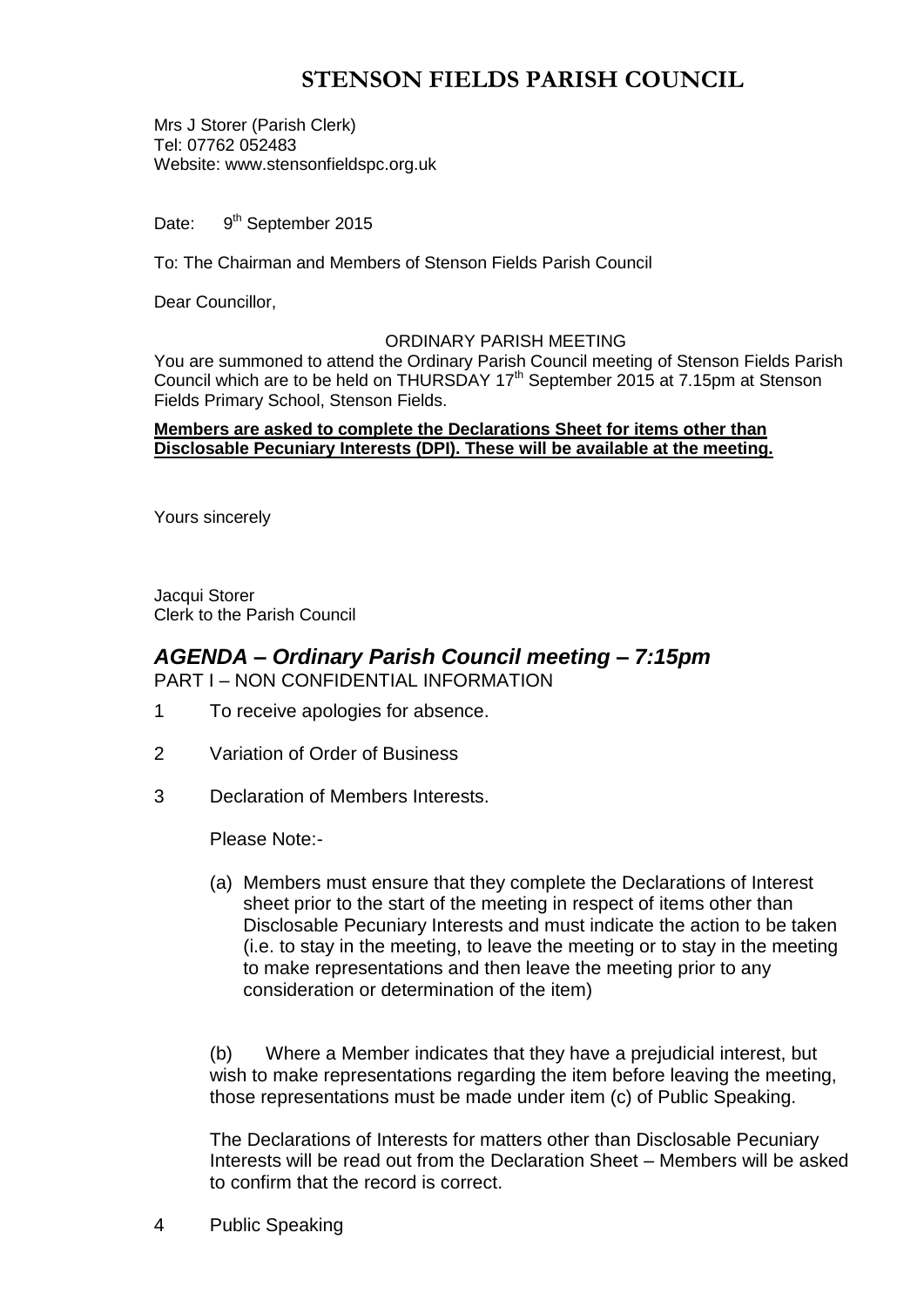# STENSON FIELDS PARISH COUNCIL

Mrs J Storer (Parish Clerk)
Tel: 07762 052483
Website: www.stensonfieldspc.org.uk

Date: 9th September 2015

To: The Chairman and Members of Stenson Fields Parish Council

Dear Councillor,

ORDINARY PARISH MEETING

You are summoned to attend the Ordinary Parish Council meeting of Stenson Fields Parish Council which are to be held on THURSDAY 17th September 2015 at 7.15pm at Stenson Fields Primary School, Stenson Fields.

**Members are asked to complete the Declarations Sheet for items other than Disclosable Pecuniary Interests (DPI). These will be available at the meeting.**

Yours sincerely

Jacqui Storer
Clerk to the Parish Council

## *AGENDA – Ordinary Parish Council meeting – 7:15pm*

PART I – NON CONFIDENTIAL INFORMATION

1 To receive apologies for absence.

2 Variation of Order of Business

3 Declaration of Members Interests.

   Please Note:-

   (a) Members must ensure that they complete the Declarations of Interest sheet prior to the start of the meeting in respect of items other than Disclosable Pecuniary Interests and must indicate the action to be taken (i.e. to stay in the meeting, to leave the meeting or to stay in the meeting to make representations and then leave the meeting prior to any consideration or determination of the item)

   (b) Where a Member indicates that they have a prejudicial interest, but wish to make representations regarding the item before leaving the meeting, those representations must be made under item (c) of Public Speaking.

   The Declarations of Interests for matters other than Disclosable Pecuniary Interests will be read out from the Declaration Sheet – Members will be asked to confirm that the record is correct.

4 Public Speaking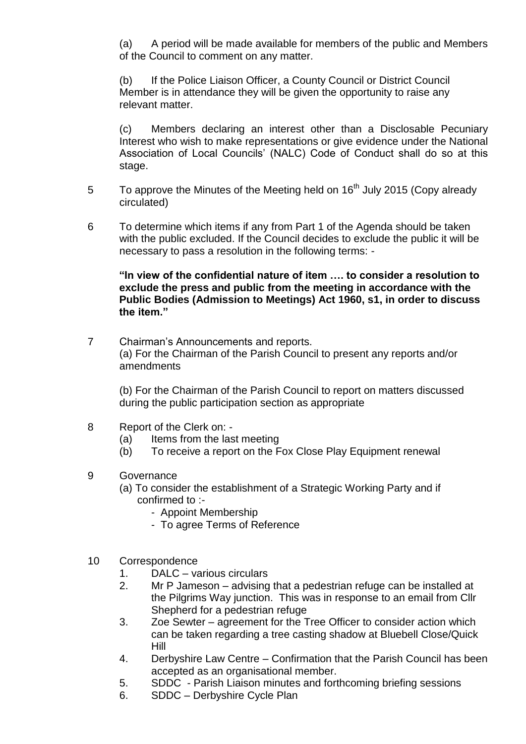(a) A period will be made available for members of the public and Members of the Council to comment on any matter.

(b) If the Police Liaison Officer, a County Council or District Council Member is in attendance they will be given the opportunity to raise any relevant matter.

(c) Members declaring an interest other than a Disclosable Pecuniary Interest who wish to make representations or give evidence under the National Association of Local Councils' (NALC) Code of Conduct shall do so at this stage.

5 To approve the Minutes of the Meeting held on 16th July 2015 (Copy already circulated)

6 To determine which items if any from Part 1 of the Agenda should be taken with the public excluded. If the Council decides to exclude the public it will be necessary to pass a resolution in the following terms: -

**"In view of the confidential nature of item …. to consider a resolution to exclude the press and public from the meeting in accordance with the Public Bodies (Admission to Meetings) Act 1960, s1, in order to discuss the item."**

7 Chairman's Announcements and reports.
(a) For the Chairman of the Parish Council to present any reports and/or amendments

(b) For the Chairman of the Parish Council to report on matters discussed during the public participation section as appropriate

8 Report of the Clerk on: -
  (a) Items from the last meeting
  (b) To receive a report on the Fox Close Play Equipment renewal

9 Governance
  (a) To consider the establishment of a Strategic Working Party and if confirmed to :-
    - Appoint Membership
    - To agree Terms of Reference

10 Correspondence
  1. DALC – various circulars
  2. Mr P Jameson – advising that a pedestrian refuge can be installed at the Pilgrims Way junction. This was in response to an email from Cllr Shepherd for a pedestrian refuge
  3. Zoe Sewter – agreement for the Tree Officer to consider action which can be taken regarding a tree casting shadow at Bluebell Close/Quick Hill
  4. Derbyshire Law Centre – Confirmation that the Parish Council has been accepted as an organisational member.
  5. SDDC - Parish Liaison minutes and forthcoming briefing sessions
  6. SDDC – Derbyshire Cycle Plan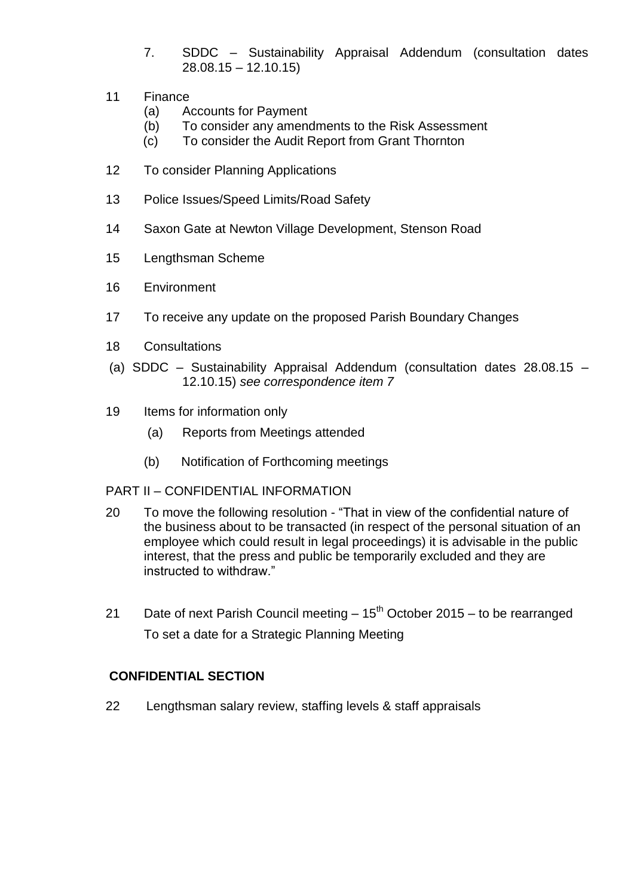7. SDDC – Sustainability Appraisal Addendum (consultation dates 28.08.15 – 12.10.15)

11 Finance
   - (a) Accounts for Payment
   - (b) To consider any amendments to the Risk Assessment
   - (c) To consider the Audit Report from Grant Thornton

12 To consider Planning Applications

13 Police Issues/Speed Limits/Road Safety

14 Saxon Gate at Newton Village Development, Stenson Road

15 Lengthsman Scheme

16 Environment

17 To receive any update on the proposed Parish Boundary Changes

18 Consultations

(a) SDDC – Sustainability Appraisal Addendum (consultation dates 28.08.15 – 12.10.15) *see correspondence item 7*

19 Items for information only
   - (a) Reports from Meetings attended
   - (b) Notification of Forthcoming meetings

PART II – CONFIDENTIAL INFORMATION

20 To move the following resolution - "That in view of the confidential nature of the business about to be transacted (in respect of the personal situation of an employee which could result in legal proceedings) it is advisable in the public interest, that the press and public be temporarily excluded and they are instructed to withdraw."

21 Date of next Parish Council meeting – 15th October 2015 – to be rearranged

To set a date for a Strategic Planning Meeting

**CONFIDENTIAL SECTION**

22 Lengthsman salary review, staffing levels & staff appraisals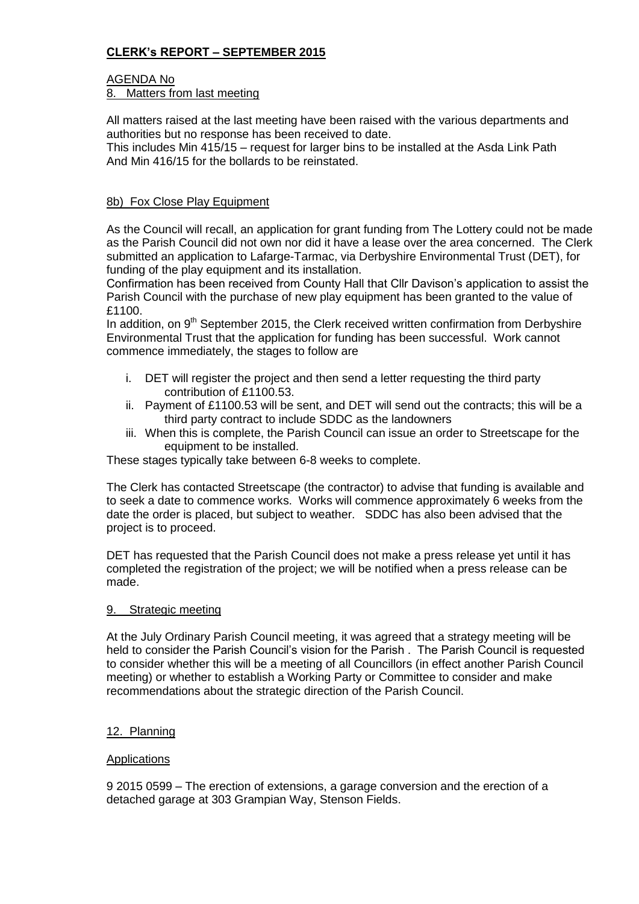# CLERK's REPORT – SEPTEMBER 2015

AGENDA No

8. Matters from last meeting

All matters raised at the last meeting have been raised with the various departments and authorities but no response has been received to date.

This includes Min 415/15 – request for larger bins to be installed at the Asda Link Path And Min 416/15 for the bollards to be reinstated.

8b) Fox Close Play Equipment

As the Council will recall, an application for grant funding from The Lottery could not be made as the Parish Council did not own nor did it have a lease over the area concerned. The Clerk submitted an application to Lafarge-Tarmac, via Derbyshire Environmental Trust (DET), for funding of the play equipment and its installation.

Confirmation has been received from County Hall that Cllr Davison's application to assist the Parish Council with the purchase of new play equipment has been granted to the value of £1100.

In addition, on 9th September 2015, the Clerk received written confirmation from Derbyshire Environmental Trust that the application for funding has been successful. Work cannot commence immediately, the stages to follow are

i. DET will register the project and then send a letter requesting the third party contribution of £1100.53.
ii. Payment of £1100.53 will be sent, and DET will send out the contracts; this will be a third party contract to include SDDC as the landowners
iii. When this is complete, the Parish Council can issue an order to Streetscape for the equipment to be installed.

These stages typically take between 6-8 weeks to complete.

The Clerk has contacted Streetscape (the contractor) to advise that funding is available and to seek a date to commence works. Works will commence approximately 6 weeks from the date the order is placed, but subject to weather. SDDC has also been advised that the project is to proceed.

DET has requested that the Parish Council does not make a press release yet until it has completed the registration of the project; we will be notified when a press release can be made.

9. Strategic meeting

At the July Ordinary Parish Council meeting, it was agreed that a strategy meeting will be held to consider the Parish Council's vision for the Parish . The Parish Council is requested to consider whether this will be a meeting of all Councillors (in effect another Parish Council meeting) or whether to establish a Working Party or Committee to consider and make recommendations about the strategic direction of the Parish Council.

12. Planning

Applications

9 2015 0599 – The erection of extensions, a garage conversion and the erection of a detached garage at 303 Grampian Way, Stenson Fields.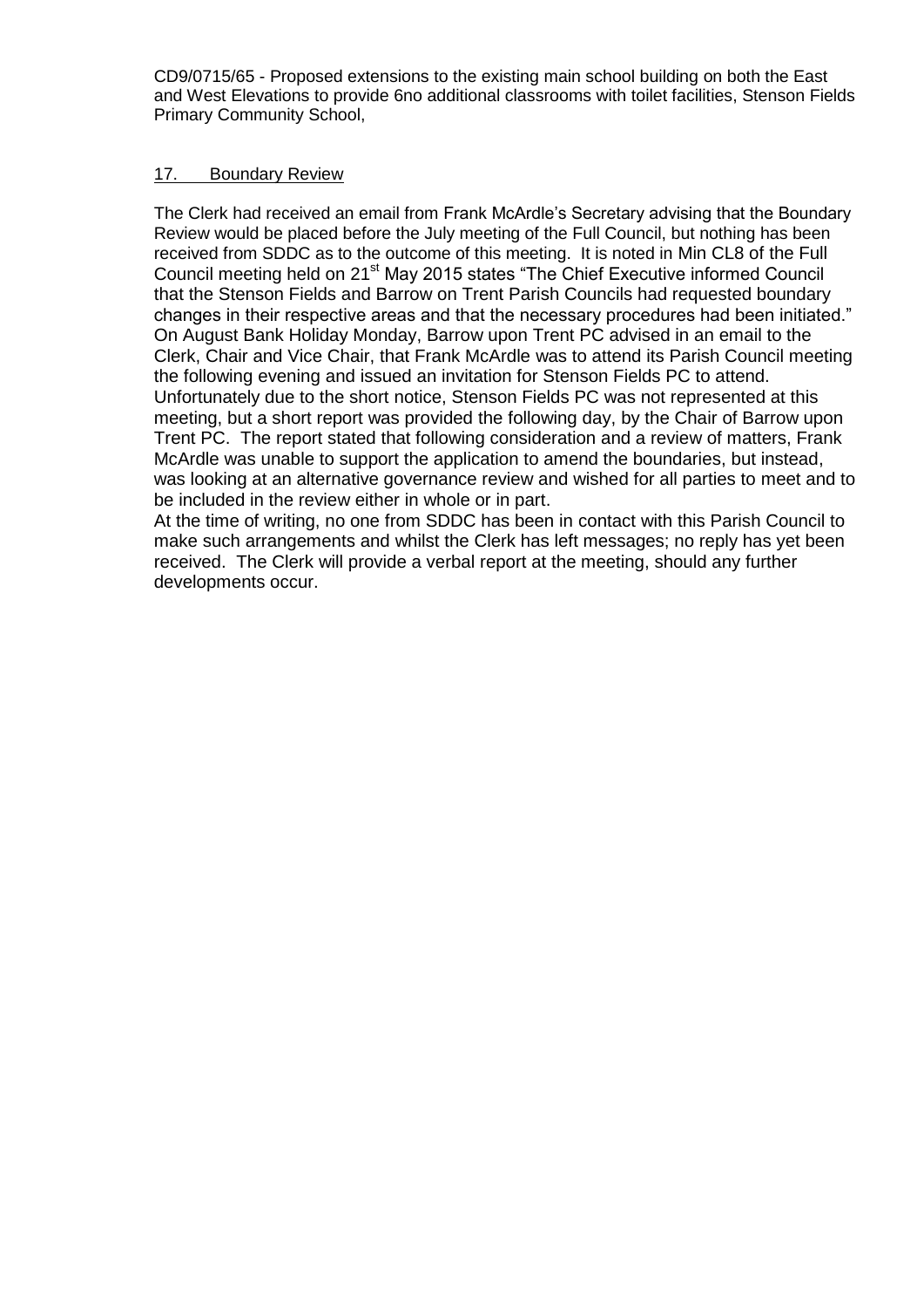CD9/0715/65 - Proposed extensions to the existing main school building on both the East and West Elevations to provide 6no additional classrooms with toilet facilities, Stenson Fields Primary Community School,

## 17. Boundary Review

The Clerk had received an email from Frank McArdle's Secretary advising that the Boundary Review would be placed before the July meeting of the Full Council, but nothing has been received from SDDC as to the outcome of this meeting. It is noted in Min CL8 of the Full Council meeting held on 21st May 2015 states "The Chief Executive informed Council that the Stenson Fields and Barrow on Trent Parish Councils had requested boundary changes in their respective areas and that the necessary procedures had been initiated." On August Bank Holiday Monday, Barrow upon Trent PC advised in an email to the Clerk, Chair and Vice Chair, that Frank McArdle was to attend its Parish Council meeting the following evening and issued an invitation for Stenson Fields PC to attend. Unfortunately due to the short notice, Stenson Fields PC was not represented at this meeting, but a short report was provided the following day, by the Chair of Barrow upon Trent PC. The report stated that following consideration and a review of matters, Frank McArdle was unable to support the application to amend the boundaries, but instead, was looking at an alternative governance review and wished for all parties to meet and to be included in the review either in whole or in part.

At the time of writing, no one from SDDC has been in contact with this Parish Council to make such arrangements and whilst the Clerk has left messages; no reply has yet been received. The Clerk will provide a verbal report at the meeting, should any further developments occur.